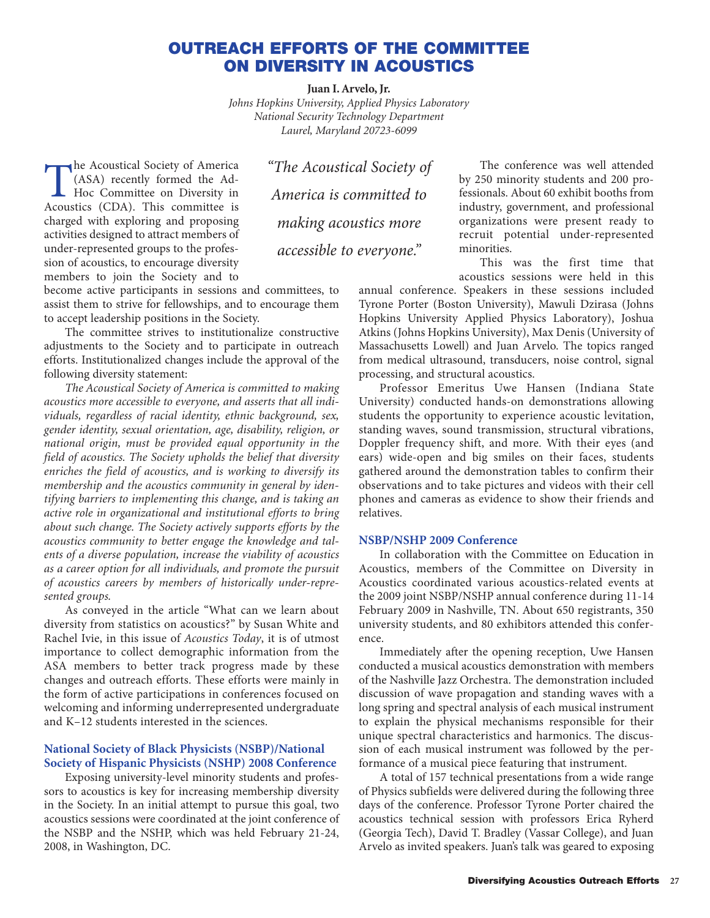# OUTREACH EFFORTS OF THE COMMITTEE ON DIVERSITY IN ACOUSTICS

**Juan I. Arvelo, Jr.**

*Johns Hopkins University, Applied Physics Laboratory*
*National Security Technology Department*
*Laurel, Maryland 20723-6099*

The Acoustical Society of America (ASA) recently formed the Ad-Hoc Committee on Diversity in Acoustics (CDA). This committee is charged with exploring and proposing activities designed to attract members of under-represented groups to the profession of acoustics, to encourage diversity members to join the Society and to become active participants in sessions and committees, to assist them to strive for fellowships, and to encourage them to accept leadership positions in the Society.

> *"The Acoustical Society of America is committed to making acoustics more accessible to everyone."*

The committee strives to institutionalize constructive adjustments to the Society and to participate in outreach efforts. Institutionalized changes include the approval of the following diversity statement:

*The Acoustical Society of America is committed to making acoustics more accessible to everyone, and asserts that all individuals, regardless of racial identity, ethnic background, sex, gender identity, sexual orientation, age, disability, religion, or national origin, must be provided equal opportunity in the field of acoustics. The Society upholds the belief that diversity enriches the field of acoustics, and is working to diversify its membership and the acoustics community in general by identifying barriers to implementing this change, and is taking an active role in organizational and institutional efforts to bring about such change. The Society actively supports efforts by the acoustics community to better engage the knowledge and talents of a diverse population, increase the viability of acoustics as a career option for all individuals, and promote the pursuit of acoustics careers by members of historically under-represented groups.*

As conveyed in the article "What can we learn about diversity from statistics on acoustics?" by Susan White and Rachel Ivie, in this issue of *Acoustics Today*, it is of utmost importance to collect demographic information from the ASA members to better track progress made by these changes and outreach efforts. These efforts were mainly in the form of active participations in conferences focused on welcoming and informing underrepresented undergraduate and K–12 students interested in the sciences.

## National Society of Black Physicists (NSBP)/National Society of Hispanic Physicists (NSHP) 2008 Conference

Exposing university-level minority students and professors to acoustics is key for increasing membership diversity in the Society. In an initial attempt to pursue this goal, two acoustics sessions were coordinated at the joint conference of the NSBP and the NSHP, which was held February 21-24, 2008, in Washington, DC.

The conference was well attended by 250 minority students and 200 professionals. About 60 exhibit booths from industry, government, and professional organizations were present ready to recruit potential under-represented minorities.

This was the first time that acoustics sessions were held in this annual conference. Speakers in these sessions included Tyrone Porter (Boston University), Mawuli Dzirasa (Johns Hopkins University Applied Physics Laboratory), Joshua Atkins (Johns Hopkins University), Max Denis (University of Massachusetts Lowell) and Juan Arvelo. The topics ranged from medical ultrasound, transducers, noise control, signal processing, and structural acoustics.

Professor Emeritus Uwe Hansen (Indiana State University) conducted hands-on demonstrations allowing students the opportunity to experience acoustic levitation, standing waves, sound transmission, structural vibrations, Doppler frequency shift, and more. With their eyes (and ears) wide-open and big smiles on their faces, students gathered around the demonstration tables to confirm their observations and to take pictures and videos with their cell phones and cameras as evidence to show their friends and relatives.

## NSBP/NSHP 2009 Conference

In collaboration with the Committee on Education in Acoustics, members of the Committee on Diversity in Acoustics coordinated various acoustics-related events at the 2009 joint NSBP/NSHP annual conference during 11-14 February 2009 in Nashville, TN. About 650 registrants, 350 university students, and 80 exhibitors attended this conference.

Immediately after the opening reception, Uwe Hansen conducted a musical acoustics demonstration with members of the Nashville Jazz Orchestra. The demonstration included discussion of wave propagation and standing waves with a long spring and spectral analysis of each musical instrument to explain the physical mechanisms responsible for their unique spectral characteristics and harmonics. The discussion of each musical instrument was followed by the performance of a musical piece featuring that instrument.

A total of 157 technical presentations from a wide range of Physics subfields were delivered during the following three days of the conference. Professor Tyrone Porter chaired the acoustics technical session with professors Erica Ryherd (Georgia Tech), David T. Bradley (Vassar College), and Juan Arvelo as invited speakers. Juan's talk was geared to exposing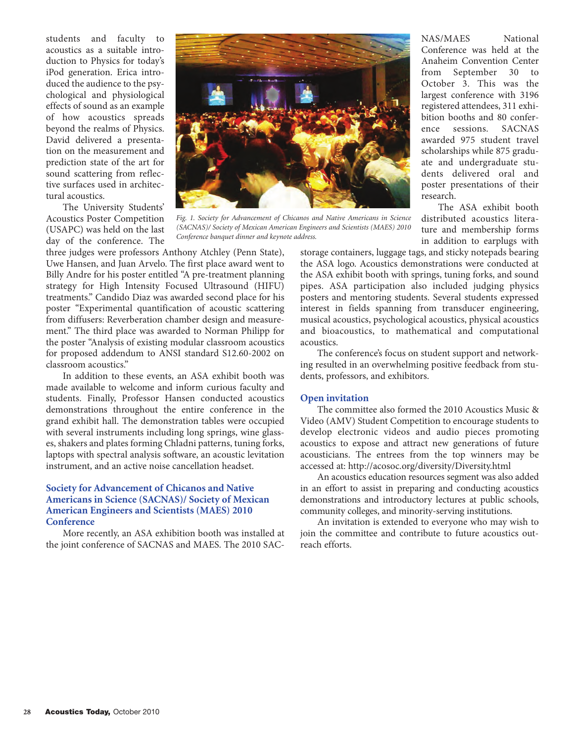students and faculty to acoustics as a suitable introduction to Physics for today's iPod generation. Erica introduced the audience to the psychological and physiological effects of sound as an example of how acoustics spreads beyond the realms of Physics. David delivered a presentation on the measurement and prediction state of the art for sound scattering from reflective surfaces used in architectural acoustics.

The University Students' Acoustics Poster Competition (USAPC) was held on the last day of the conference. The three judges were professors Anthony Atchley (Penn State), Uwe Hansen, and Juan Arvelo. The first place award went to Billy Andre for his poster entitled "A pre-treatment planning strategy for High Intensity Focused Ultrasound (HIFU) treatments." Candido Diaz was awarded second place for his poster "Experimental quantification of acoustic scattering from diffusers: Reverberation chamber design and measurement." The third place was awarded to Norman Philipp for the poster "Analysis of existing modular classroom acoustics for proposed addendum to ANSI standard S12.60-2002 on classroom acoustics."

In addition to these events, an ASA exhibit booth was made available to welcome and inform curious faculty and students. Finally, Professor Hansen conducted acoustics demonstrations throughout the entire conference in the grand exhibit hall. The demonstration tables were occupied with several instruments including long springs, wine glasses, shakers and plates forming Chladni patterns, tuning forks, laptops with spectral analysis software, an acoustic levitation instrument, and an active noise cancellation headset.

*Fig. 1. Society for Advancement of Chicanos and Native Americans in Science (SACNAS)/ Society of Mexican American Engineers and Scientists (MAES) 2010 Conference banquet dinner and keynote address.*

## Society for Advancement of Chicanos and Native Americans in Science (SACNAS)/ Society of Mexican American Engineers and Scientists (MAES) 2010 Conference

More recently, an ASA exhibition booth was installed at the joint conference of SACNAS and MAES. The 2010 SACNAS/MAES National Conference was held at the Anaheim Convention Center from September 30 to October 3. This was the largest conference with 3196 registered attendees, 311 exhibition booths and 80 conference sessions. SACNAS awarded 975 student travel scholarships while 875 graduate and undergraduate students delivered oral and poster presentations of their research.

The ASA exhibit booth distributed acoustics literature and membership forms in addition to earplugs with storage containers, luggage tags, and sticky notepads bearing the ASA logo. Acoustics demonstrations were conducted at the ASA exhibit booth with springs, tuning forks, and sound pipes. ASA participation also included judging physics posters and mentoring students. Several students expressed interest in fields spanning from transducer engineering, musical acoustics, psychological acoustics, physical acoustics and bioacoustics, to mathematical and computational acoustics.

The conference's focus on student support and networking resulted in an overwhelming positive feedback from students, professors, and exhibitors.

## Open invitation

The committee also formed the 2010 Acoustics Music & Video (AMV) Student Competition to encourage students to develop electronic videos and audio pieces promoting acoustics to expose and attract new generations of future acousticians. The entrees from the top winners may be accessed at: http://acosoc.org/diversity/Diversity.html

An acoustics education resources segment was also added in an effort to assist in preparing and conducting acoustics demonstrations and introductory lectures at public schools, community colleges, and minority-serving institutions.

An invitation is extended to everyone who may wish to join the committee and contribute to future acoustics outreach efforts.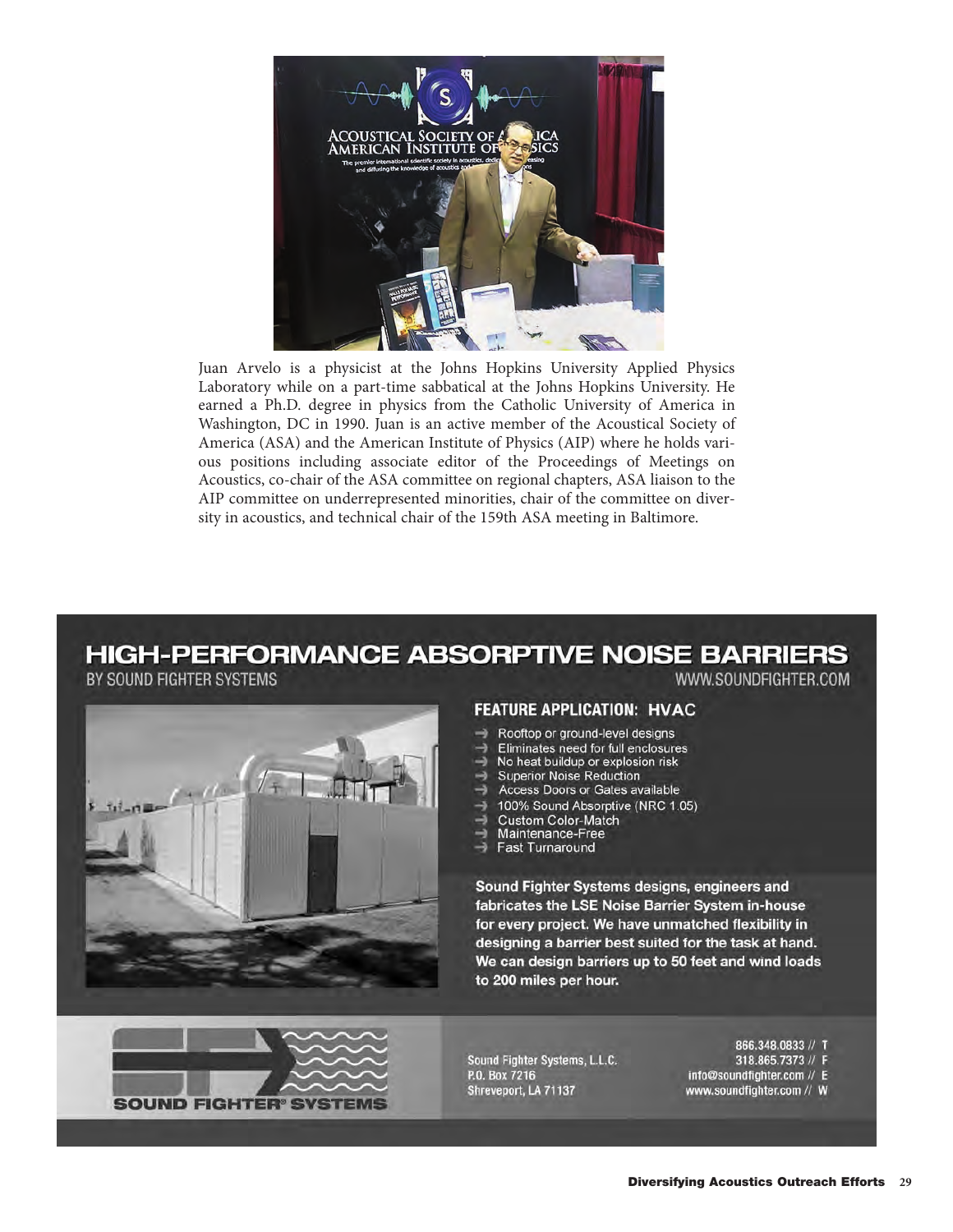Juan Arvelo is a physicist at the Johns Hopkins University Applied Physics Laboratory while on a part-time sabbatical at the Johns Hopkins University. He earned a Ph.D. degree in physics from the Catholic University of America in Washington, DC in 1990. Juan is an active member of the Acoustical Society of America (ASA) and the American Institute of Physics (AIP) where he holds various positions including associate editor of the Proceedings of Meetings on Acoustics, co-chair of the ASA committee on regional chapters, ASA liaison to the AIP committee on underrepresented minorities, chair of the committee on diversity in acoustics, and technical chair of the 159th ASA meeting in Baltimore.

# HIGH-PERFORMANCE ABSORPTIVE NOISE BARRIERS

BY SOUND FIGHTER SYSTEMS

WWW.SOUNDFIGHTER.COM

## FEATURE APPLICATION: HVAC

- Rooftop or ground-level designs
- Eliminates need for full enclosures
- No heat buildup or explosion risk
- Superior Noise Reduction
- Access Doors or Gates available
- 100% Sound Absorptive (NRC 1.05)
- Custom Color-Match
- Maintenance-Free
- Fast Turnaround

**Sound Fighter Systems designs, engineers and fabricates the LSE Noise Barrier System in-house for every project. We have unmatched flexibility in designing a barrier best suited for the task at hand. We can design barriers up to 50 feet and wind loads to 200 miles per hour.**

SOUND FIGHTER® SYSTEMS

Sound Fighter Systems, L.L.C.
P.O. Box 7216
Shreveport, LA 71137

866.348.0833 // T
318.865.7373 // F
info@soundfighter.com // E
www.soundfighter.com // W